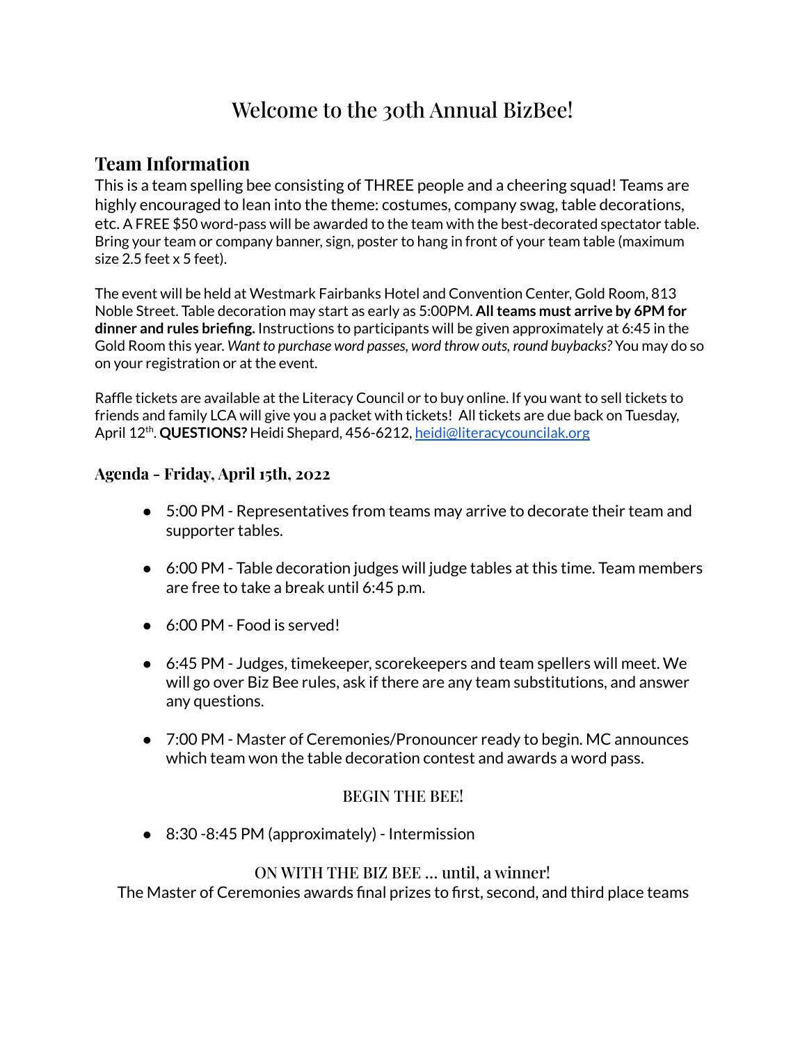# Welcome to the 30th Annual BizBee!

## Team Information

This is a team spelling bee consisting of THREE people and a cheering squad! Teams are highly encouraged to lean into the theme: costumes, company swag, table decorations, etc. A FREE $50 word-pass will be awarded to the team with the best-decorated spectator table. Bring your team or company banner, sign, poster to hang in front of your team table (maximum size 2.5 feet x 5 feet).

The event will be held at Westmark Fairbanks Hotel and Convention Center, Gold Room, 813 Noble Street. Table decoration may start as early as 5:00PM. **All teams must arrive by 6PM for dinner and rules briefing.** Instructions to participants will be given approximately at 6:45 in the Gold Room this year. *Want to purchase word passes, word throw outs, round buybacks?* You may do so on your registration or at the event.

Raffle tickets are available at the Literacy Council or to buy online. If you want to sell tickets to friends and family LCA will give you a packet with tickets! All tickets are due back on Tuesday, April 12th. **QUESTIONS?** Heidi Shepard, 456-6212, heidi@literacycouncilak.org

### Agenda - Friday, April 15th, 2022

- 5:00 PM - Representatives from teams may arrive to decorate their team and supporter tables.
- 6:00 PM - Table decoration judges will judge tables at this time. Team members are free to take a break until 6:45 p.m.
- 6:00 PM - Food is served!
- 6:45 PM - Judges, timekeeper, scorekeepers and team spellers will meet. We will go over Biz Bee rules, ask if there are any team substitutions, and answer any questions.
- 7:00 PM - Master of Ceremonies/Pronouncer ready to begin. MC announces which team won the table decoration contest and awards a word pass.

BEGIN THE BEE!

- 8:30 -8:45 PM (approximately) - Intermission

ON WITH THE BIZ BEE ... until, a winner!

The Master of Ceremonies awards final prizes to first, second, and third place teams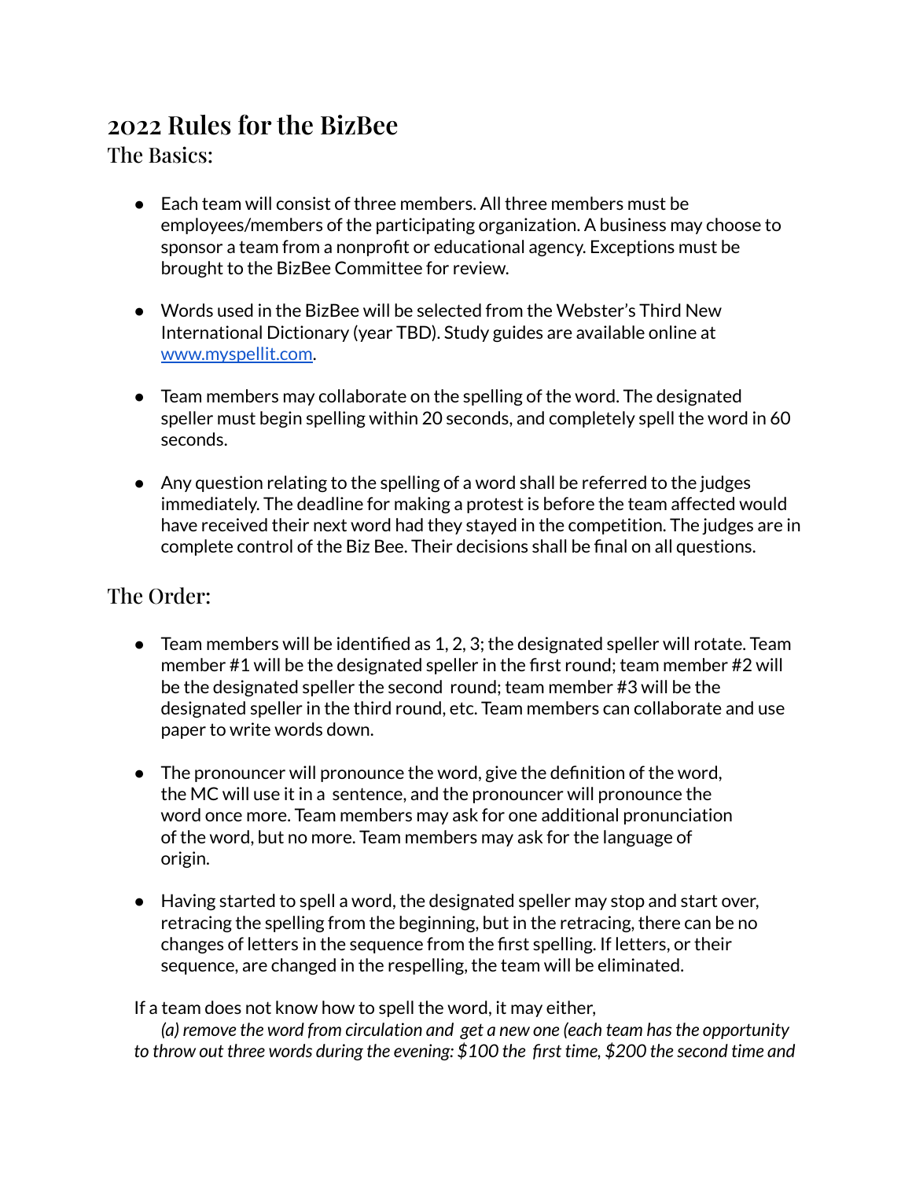# 2022 Rules for the BizBee

## The Basics:

- Each team will consist of three members. All three members must be employees/members of the participating organization. A business may choose to sponsor a team from a nonprofit or educational agency. Exceptions must be brought to the BizBee Committee for review.

- Words used in the BizBee will be selected from the Webster's Third New International Dictionary (year TBD). Study guides are available online at [www.myspellit.com](www.myspellit.com).

- Team members may collaborate on the spelling of the word. The designated speller must begin spelling within 20 seconds, and completely spell the word in 60 seconds.

- Any question relating to the spelling of a word shall be referred to the judges immediately. The deadline for making a protest is before the team affected would have received their next word had they stayed in the competition. The judges are in complete control of the Biz Bee. Their decisions shall be final on all questions.

## The Order:

- Team members will be identified as 1, 2, 3; the designated speller will rotate. Team member #1 will be the designated speller in the first round; team member #2 will be the designated speller the second round; team member #3 will be the designated speller in the third round, etc. Team members can collaborate and use paper to write words down.

- The pronouncer will pronounce the word, give the definition of the word, the MC will use it in a sentence, and the pronouncer will pronounce the word once more. Team members may ask for one additional pronunciation of the word, but no more. Team members may ask for the language of origin.

- Having started to spell a word, the designated speller may stop and start over, retracing the spelling from the beginning, but in the retracing, there can be no changes of letters in the sequence from the first spelling. If letters, or their sequence, are changed in the respelling, the team will be eliminated.

If a team does not know how to spell the word, it may either,

*(a) remove the word from circulation and get a new one (each team has the opportunity to throw out three words during the evening: $100 the first time, $200 the second time and*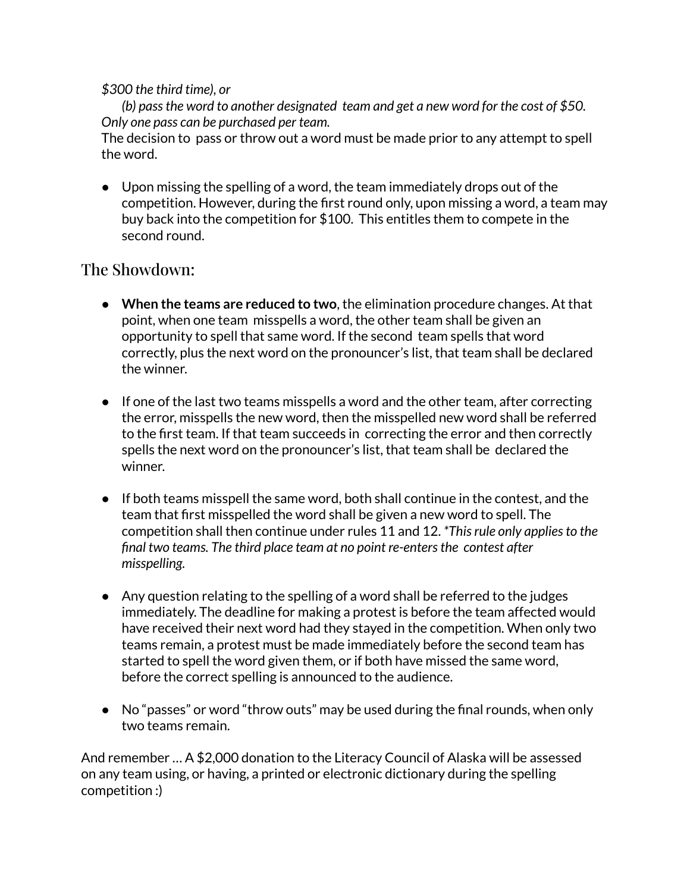*$300 the third time), or*

*(b) pass the word to another designated team and get a new word for the cost of $50. Only one pass can be purchased per team.*

The decision to pass or throw out a word must be made prior to any attempt to spell the word.

- Upon missing the spelling of a word, the team immediately drops out of the competition. However, during the first round only, upon missing a word, a team may buy back into the competition for $100. This entitles them to compete in the second round.

## The Showdown:

- **When the teams are reduced to two**, the elimination procedure changes. At that point, when one team misspells a word, the other team shall be given an opportunity to spell that same word. If the second team spells that word correctly, plus the next word on the pronouncer's list, that team shall be declared the winner.

- If one of the last two teams misspells a word and the other team, after correcting the error, misspells the new word, then the misspelled new word shall be referred to the first team. If that team succeeds in correcting the error and then correctly spells the next word on the pronouncer's list, that team shall be declared the winner.

- If both teams misspell the same word, both shall continue in the contest, and the team that first misspelled the word shall be given a new word to spell. The competition shall then continue under rules 11 and 12. *\*This rule only applies to the final two teams. The third place team at no point re-enters the contest after misspelling.*

- Any question relating to the spelling of a word shall be referred to the judges immediately. The deadline for making a protest is before the team affected would have received their next word had they stayed in the competition. When only two teams remain, a protest must be made immediately before the second team has started to spell the word given them, or if both have missed the same word, before the correct spelling is announced to the audience.

- No "passes" or word "throw outs" may be used during the final rounds, when only two teams remain.

And remember … A $2,000 donation to the Literacy Council of Alaska will be assessed on any team using, or having, a printed or electronic dictionary during the spelling competition :)